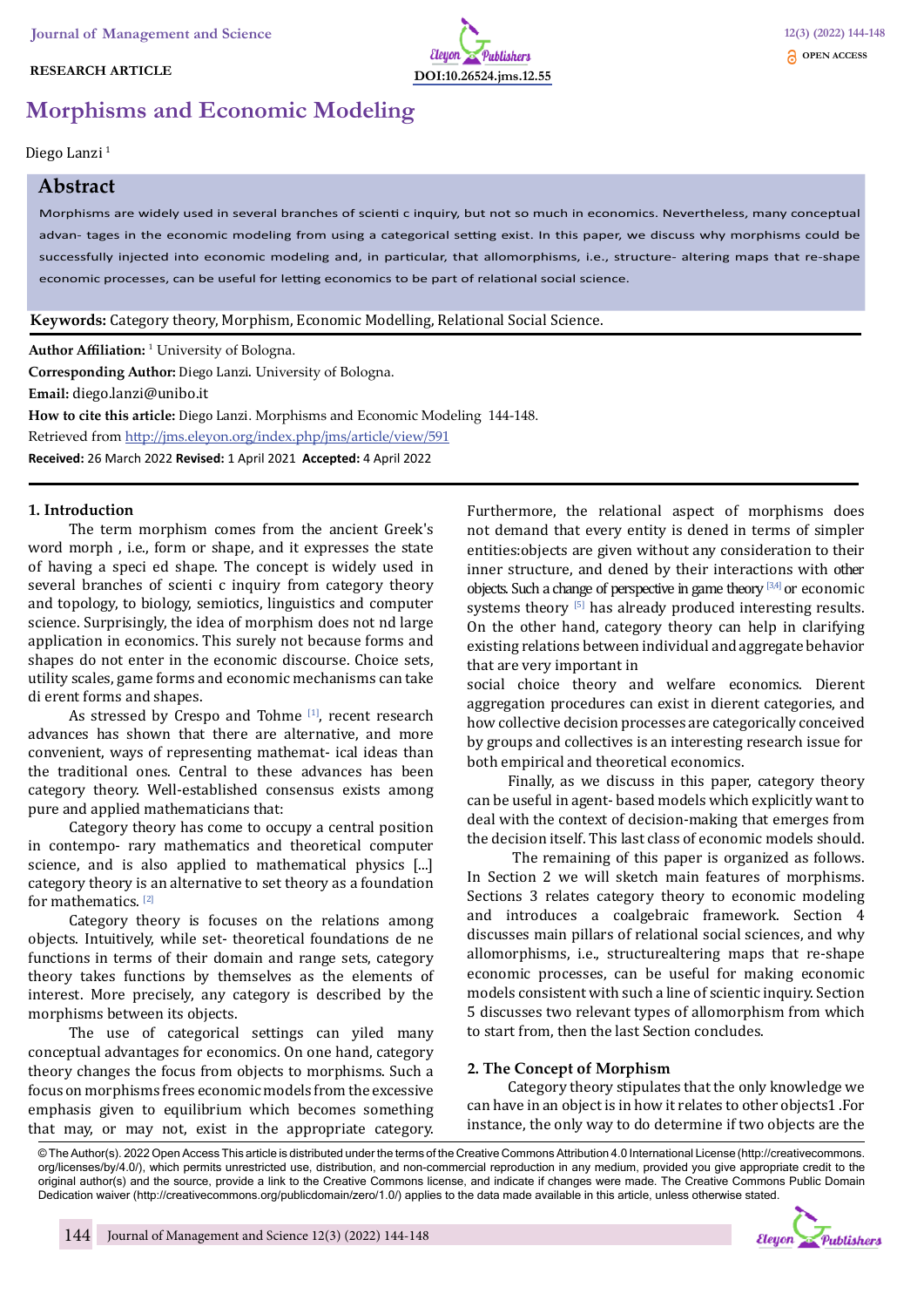RESEARCH ARTICLE

DOI:10.26524.jms.12.55

# Morphisms and Economic Modeling

Diego Lanzi [1]

## Abstract

Morphisms are widely used in several branches of scienti c inquiry, but not so much in economics. Nevertheless, many conceptual advan- tages in the economic modeling from using a categorical setting exist. In this paper, we discuss why morphisms could be successfully injected into economic modeling and, in particular, that allomorphisms, i.e., structure- altering maps that re-shape economic processes, can be useful for letting economics to be part of relational social science.

**Keywords:** Category theory, Morphism, Economic Modelling, Relational Social Science.

**Author Affiliation:** [1] University of Bologna.

**Corresponding Author:** Diego Lanzi. University of Bologna.

**Email:** diego.lanzi@unibo.it

**How to cite this article:** Diego Lanzi. Morphisms and Economic Modeling 144-148.

Retrieved from http://jms.eleyon.org/index.php/jms/article/view/591

**Received:** 26 March 2022 **Revised:** 1 April 2021 **Accepted:** 4 April 2022

## 1. Introduction

The term morphism comes from the ancient Greek's word morph , i.e., form or shape, and it expresses the state of having a speci ed shape. The concept is widely used in several branches of scienti c inquiry from category theory and topology, to biology, semiotics, linguistics and computer science. Surprisingly, the idea of morphism does not nd large application in economics. This surely not because forms and shapes do not enter in the economic discourse. Choice sets, utility scales, game forms and economic mechanisms can take di erent forms and shapes.

As stressed by Crespo and Tohme [1], recent research advances has shown that there are alternative, and more convenient, ways of representing mathemat- ical ideas than the traditional ones. Central to these advances has been category theory. Well-established consensus exists among pure and applied mathematicians that:

Category theory has come to occupy a central position in contempo- rary mathematics and theoretical computer science, and is also applied to mathematical physics [...] category theory is an alternative to set theory as a foundation for mathematics. [2]

Category theory is focuses on the relations among objects. Intuitively, while set- theoretical foundations de ne functions in terms of their domain and range sets, category theory takes functions by themselves as the elements of interest. More precisely, any category is described by the morphisms between its objects.

The use of categorical settings can yiled many conceptual advantages for economics. On one hand, category theory changes the focus from objects to morphisms. Such a focus on morphisms frees economic models from the excessive emphasis given to equilibrium which becomes something that may, or may not, exist in the appropriate category. Furthermore, the relational aspect of morphisms does not demand that every entity is dened in terms of simpler entities:objects are given without any consideration to their inner structure, and dened by their interactions with other objects. Such a change of perspective in game theory [3,4] or economic systems theory [5] has already produced interesting results. On the other hand, category theory can help in clarifying existing relations between individual and aggregate behavior that are very important in

social choice theory and welfare economics. Dierent aggregation procedures can exist in dierent categories, and how collective decision processes are categorically conceived by groups and collectives is an interesting research issue for both empirical and theoretical economics.

Finally, as we discuss in this paper, category theory can be useful in agent- based models which explicitly want to deal with the context of decision-making that emerges from the decision itself. This last class of economic models should.

The remaining of this paper is organized as follows. In Section 2 we will sketch main features of morphisms. Sections 3 relates category theory to economic modeling and introduces a coalgebraic framework. Section 4 discusses main pillars of relational social sciences, and why allomorphisms, i.e., structurealtering maps that re-shape economic processes, can be useful for making economic models consistent with such a line of scientic inquiry. Section 5 discusses two relevant types of allomorphism from which to start from, then the last Section concludes.

## 2. The Concept of Morphism

Category theory stipulates that the only knowledge we can have in an object is in how it relates to other objects1 .For instance, the only way to do determine if two objects are the

© The Author(s). 2022 Open Access This article is distributed under the terms of the Creative Commons Attribution 4.0 International License (http://creativecommons.org/licenses/by/4.0/), which permits unrestricted use, distribution, and non-commercial reproduction in any medium, provided you give appropriate credit to the original author(s) and the source, provide a link to the Creative Commons license, and indicate if changes were made. The Creative Commons Public Domain Dedication waiver (http://creativecommons.org/publicdomain/zero/1.0/) applies to the data made available in this article, unless otherwise stated.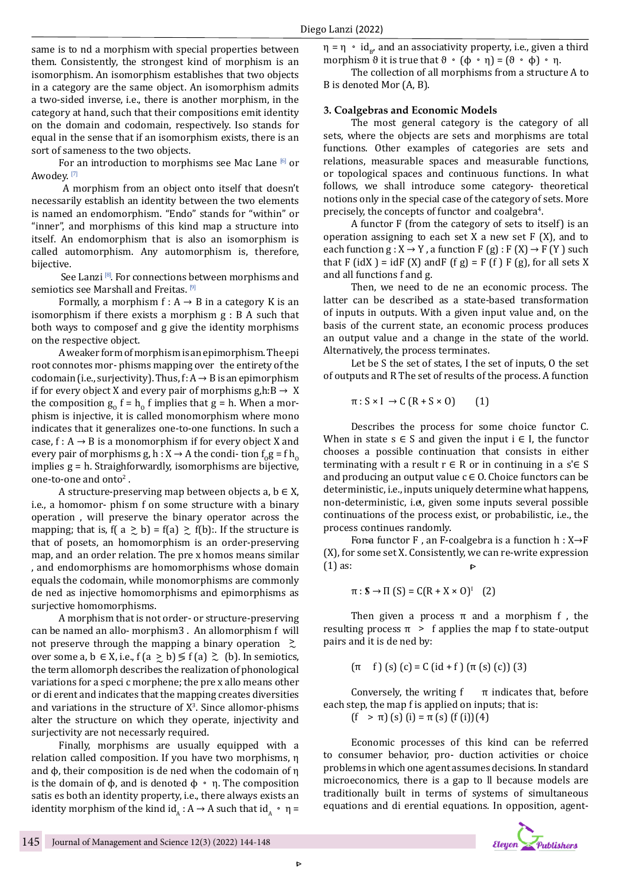same is to nd a morphism with special properties between them. Consistently, the strongest kind of morphism is an isomorphism. An isomorphism establishes that two objects in a category are the same object. An isomorphism admits a two-sided inverse, i.e., there is another morphism, in the category at hand, such that their compositions emit identity on the domain and codomain, respectively. Iso stands for equal in the sense that if an isomorphism exists, there is an sort of sameness to the two objects.

For an introduction to morphisms see Mac Lane [6] or Awodey. [7]

A morphism from an object onto itself that doesn't necessarily establish an identity between the two elements is named an endomorphism. "Endo" stands for "within" or "inner", and morphisms of this kind map a structure into itself. An endomorphism that is also an isomorphism is called automorphism. Any automorphism is, therefore, bijective.

See Lanzi [8]. For connections between morphisms and semiotics see Marshall and Freitas. [9]

Formally, a morphism $f : A \to B$ in a category K is an isomorphism if there exists a morphism $g : B\ A$ such that both ways to composef and g give the identity morphisms on the respective object.

A weaker form of morphism is an epimorphism. The epi root connotes mor- phisms mapping over the entirety of the codomain (i.e., surjectivity). Thus, $f: A \to B$ is an epimorphism if for every object X and every pair of morphisms $g,h:B \to X$ the composition $g_0\ f = h_0\ f$ implies that $g = h$. When a morphism is injective, it is called monomorphism where mono indicates that it generalizes one-to-one functions. In such a case, $f : A \to B$ is a monomorphism if for every object X and every pair of morphisms $g, h : X \to A$ the condi- tion $f_0 g = f\ h_0$ implies $g = h$. Straighforwardly, isomorphisms are bijective, one-to-one and onto[2].

A structure-preserving map between objects $a, b \in X$, i.e., a homomor- phism f on some structure with a binary operation , will preserve the binary operator across the mapping; that is, $f( a \gtrsim b) = f(a) \gtrsim f(b)$:. If the structure is that of posets, an homomorphism is an order-preserving map, and an order relation. The pre x homos means similar , and endomorphisms are homomorphisms whose domain equals the codomain, while monomorphisms are commonly de ned as injective homomorphisms and epimorphisms as surjective homomorphisms.

A morphism that is not order- or structure-preserving can be named an allo- morphism3 . An allomorphism f will not preserve through the mapping a binary operation $\gtrsim$ over some $a, b \in X$, i.e., $f (a \gtrsim b) \lesseqgtr f (a) \gtrsim (b)$. In semiotics, the term allomorph describes the realization of phonological variations for a speci c morpheme; the pre x allo means other or di erent and indicates that the mapping creates diversities and variations in the structure of $X^3$. Since allomor-phisms alter the structure on which they operate, injectivity and surjectivity are not necessary required.

Finally, morphisms are usually equipped with a relation called composition. If you have two morphisms, η and ϕ, their composition is de ned when the codomain of η is the domain of ϕ, and is denoted $\phi \circ \eta$. The composition satis es both an identity property, i.e., there always exists an identity morphism of the kind $id_A : A \to A$ such that $id_A \circ \eta = \eta = \eta \circ id_B$, and an associativity property, i.e., given a third morphism ϑ it is true that $\vartheta \circ (\phi \circ \eta) = (\vartheta \circ \phi) \circ \eta$.

The collection of all morphisms from a structure A to B is denoted Mor (A, B).

### 3. Coalgebras and Economic Models

The most general category is the category of all sets, where the objects are sets and morphisms are total functions. Other examples of categories are sets and relations, measurable spaces and measurable functions, or topological spaces and continuous functions. In what follows, we shall introduce some category- theoretical notions only in the special case of the category of sets. More precisely, the concepts of functor and coalgebra[4].

A functor F (from the category of sets to itself) is an operation assigning to each set X a new set F (X), and to each function $g : X \to Y$, a function $F (g) : F (X) \to F (Y)$ such that $F (idX) = idF (X)$ and$F (f g) = F (f) F (g)$, for all sets X and all functions f and g.

Then, we need to de ne an economic process. The latter can be described as a state-based transformation of inputs in outputs. With a given input value and, on the basis of the current state, an economic process produces an output value and a change in the state of the world. Alternatively, the process terminates.

Let be S the set of states, I the set of inputs, O the set of outputs and R The set of results of the process. A function

$$\pi : S \times I \to C (R + S \times O) \qquad (1)$$

Describes the process for some choice functor C. When in state $s \in S$ and given the input $i \in I$, the functor chooses a possible continuation that consists in either terminating with a result $r \in R$ or in continuing in a $s' \in S$ and producing an output value $c \in O$. Choice functors can be deterministic, i.e., inputs uniquely determine what happens, non-deterministic, i.e., given some inputs several possible continuations of the process exist, or probabilistic, i.e., the process continues randomly.

For a functor F , an F-coalgebra is a function $h : X \to F (X)$, for some set X. Consistently, we can re-write expression (1) as:

$$\pi : S \to \Pi (S) = C(R + X \times O)^I \quad (2)$$

Then given a process π and a morphism f , the resulting process π > f applies the map f to state-output pairs and it is de ned by:

$$(\pi \quad f ) (s) (c) = C (id + f ) (\pi (s) (c)) \ (3)$$

Conversely, the writing f π indicates that, before each step, the map f is applied on inputs; that is:

$$(f \ > \pi) (s) (i) = \pi (s) (f (i)) (4)$$

Economic processes of this kind can be referred to consumer behavior, pro- duction activities or choice problems in which one agent assumes decisions. In standard microeconomics, there is a gap to ll because models are traditionally built in terms of systems of simultaneous equations and di erential equations. In opposition, agent-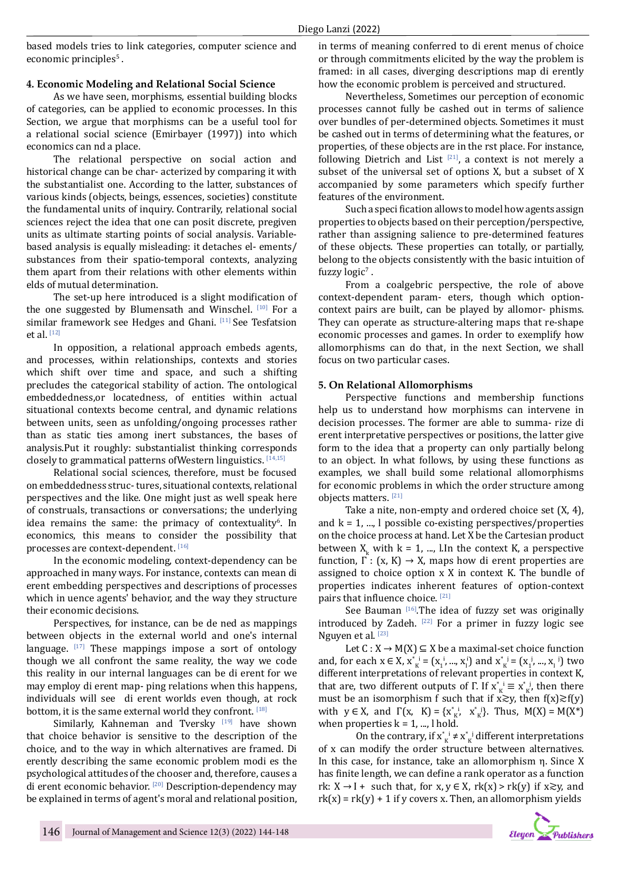based models tries to link categories, computer science and economic principles[5].

## 4. Economic Modeling and Relational Social Science

As we have seen, morphisms, essential building blocks of categories, can be applied to economic processes. In this Section, we argue that morphisms can be a useful tool for a relational social science (Emirbayer (1997)) into which economics can nd a place.

The relational perspective on social action and historical change can be char- acterized by comparing it with the substantialist one. According to the latter, substances of various kinds (objects, beings, essences, societies) constitute the fundamental units of inquiry. Contrarily, relational social sciences reject the idea that one can posit discrete, pregiven units as ultimate starting points of social analysis. Variable-based analysis is equally misleading: it detaches el- ements/ substances from their spatio-temporal contexts, analyzing them apart from their relations with other elements within elds of mutual determination.

The set-up here introduced is a slight modification of the one suggested by Blumensath and Winschel. [10] For a similar framework see Hedges and Ghani. [11] See Tesfatsion et al. [12]

In opposition, a relational approach embeds agents, and processes, within relationships, contexts and stories which shift over time and space, and such a shifting precludes the categorical stability of action. The ontological embeddedness,or locatedness, of entities within actual situational contexts become central, and dynamic relations between units, seen as unfolding/ongoing processes rather than as static ties among inert substances, the bases of analysis.Put it roughly: substantialist thinking corresponds closely to grammatical patterns ofWestern linguistics. [14,15]

Relational social sciences, therefore, must be focused on embeddedness struc- tures, situational contexts, relational perspectives and the like. One might just as well speak here of construals, transactions or conversations; the underlying idea remains the same: the primacy of contextuality[6]. In economics, this means to consider the possibility that processes are context-dependent. [16]

In the economic modeling, context-dependency can be approached in many ways. For instance, contexts can mean di erent embedding perspectives and descriptions of processes which in uence agents' behavior, and the way they structure their economic decisions.

Perspectives, for instance, can be de ned as mappings between objects in the external world and one's internal language. [17] These mappings impose a sort of ontology though we all confront the same reality, the way we code this reality in our internal languages can be di erent for we may employ di erent map- ping relations when this happens, individuals will see di erent worlds even though, at rock bottom, it is the same external world they confront. [18]

Similarly, Kahneman and Tversky [19] have shown that choice behavior is sensitive to the description of the choice, and to the way in which alternatives are framed. Di erently describing the same economic problem modi es the psychological attitudes of the chooser and, therefore, causes a di erent economic behavior. [20] Description-dependency may be explained in terms of agent's moral and relational position, in terms of meaning conferred to di erent menus of choice or through commitments elicited by the way the problem is framed: in all cases, diverging descriptions map di erently how the economic problem is perceived and structured.

Nevertheless, Sometimes our perception of economic processes cannot fully be cashed out in terms of salience over bundles of per-determined objects. Sometimes it must be cashed out in terms of determining what the features, or properties, of these objects are in the rst place. For instance, following Dietrich and List [21], a context is not merely a subset of the universal set of options X, but a subset of X accompanied by some parameters which specify further features of the environment.

Such a speci fication allows to model how agents assign properties to objects based on their perception/perspective, rather than assigning salience to pre-determined features of these objects. These properties can totally, or partially, belong to the objects consistently with the basic intuition of fuzzy logic[7].

From a coalgebric perspective, the role of above context-dependent param- eters, though which option-context pairs are built, can be played by allomor- phisms. They can operate as structure-altering maps that re-shape economic processes and games. In order to exemplify how allomorphisms can do that, in the next Section, we shall focus on two particular cases.

## 5. On Relational Allomorphisms

Perspective functions and membership functions help us to understand how morphisms can intervene in decision processes. The former are able to summa- rize di erent interpretative perspectives or positions, the latter give form to the idea that a property can only partially belong to an object. In what follows, by using these functions as examples, we shall build some relational allomorphisms for economic problems in which the order structure among objects matters. [21]

Take a nite, non-empty and ordered choice set (X, 4), and k = 1, ..., l possible co-existing perspectives/properties on the choice process at hand. Let X be the Cartesian product between $X_k$ with k = 1, ..., l.In the context K, a perspective function, $\Gamma : (x, K) \rightarrow X$, maps how di erent properties are assigned to choice option x X in context K. The bundle of properties indicates inherent features of option-context pairs that influence choice. [21]

See Bauman [16].The idea of fuzzy set was originally introduced by Zadeh. [22] For a primer in fuzzy logic see Nguyen et al. [23]

Let $C : X \rightarrow M(X) \subseteq X$ be a maximal-set choice function and, for each $x \in X$, $x^{*}_{K}{}^{i} = (x_1{}^{i}, ..., x_l{}^{i})$ and $x^{*}_{K}{}^{j} = (x_1{}^{j}, ..., x_l{}^{j})$ two different interpretations of relevant properties in context K, that are, two different outputs of Γ. If $x^{*}_{K}{}^{i} \equiv x^{*}_{K}{}^{j}$, then there must be an isomorphism f such that if $x \succsim y$, then $f(x) \succsim f(y)$ with $y \in X$, and $\Gamma(x, K) = \{x^{*}_{K}{}^{i}, x^{*}_{K}{}^{j}\}$. Thus, $M(X) = M(X^{*})$ when properties k = 1, ..., l hold.

On the contrary, if $x^{*}_{K}{}^{i} \neq x^{*}_{K}{}^{j}$ different interpretations of x can modify the order structure between alternatives. In this case, for instance, take an allomorphism η. Since X has finite length, we can define a rank operator as a function $rk: X \rightarrow I+$ such that, for $x, y \in X$, $rk(x) > rk(y)$ if $x \succsim y$, and $rk(x) = rk(y) + 1$ if y covers x. Then, an allomorphism yields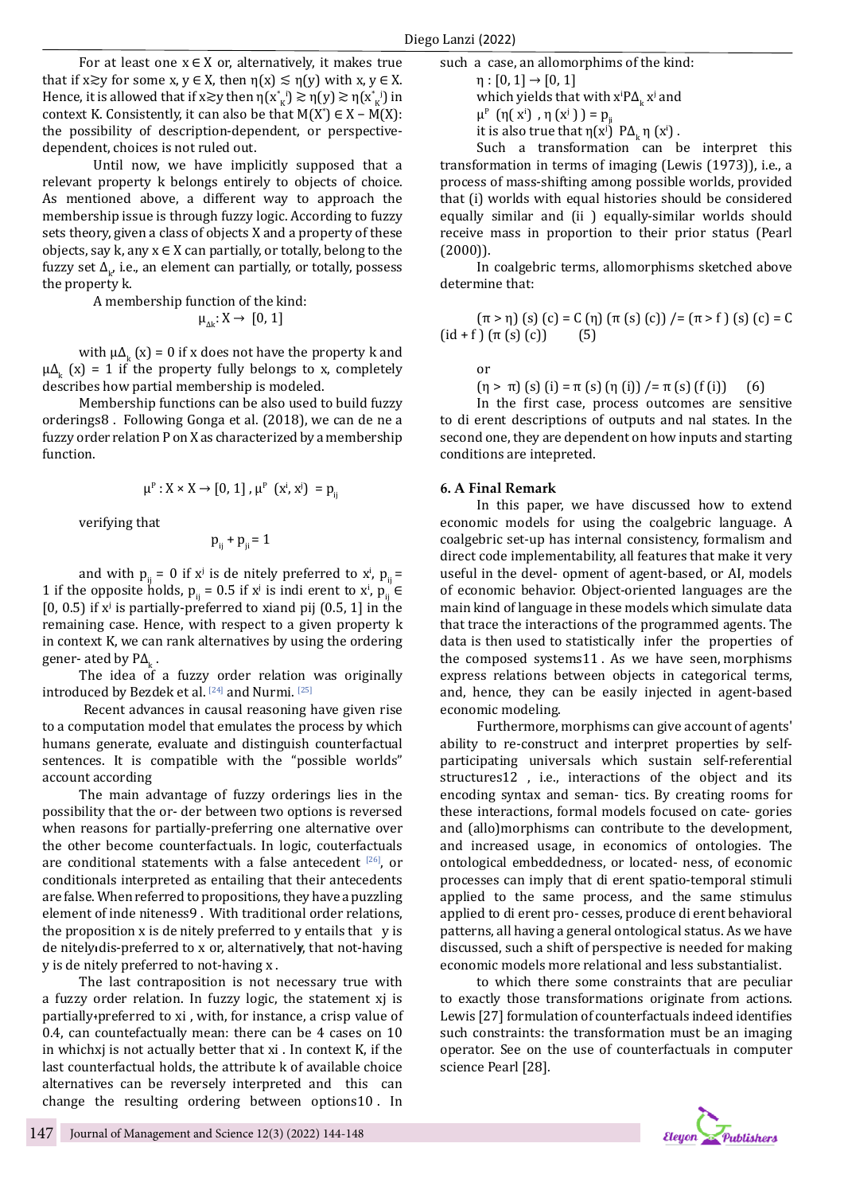For at least one $x \in X$ or, alternatively, it makes true that if $x \gtrsim y$ for some $x, y \in X$, then $\eta(x) \lesssim \eta(y)$ with $x, y \in X$. Hence, it is allowed that if $x \gtrsim y$ then $\eta(x^*_K{}^i) \gtrsim \eta(y) \gtrsim \eta(x^*_K{}^j)$ in context K. Consistently, it can also be that $M(X^*) \in X - M(X)$: the possibility of description-dependent, or perspective-dependent, choices is not ruled out.

Until now, we have implicitly supposed that a relevant property k belongs entirely to objects of choice. As mentioned above, a different way to approach the membership issue is through fuzzy logic. According to fuzzy sets theory, given a class of objects X and a property of these objects, say k, any $x \in X$ can partially, or totally, belong to the fuzzy set $\Delta_k$, i.e., an element can partially, or totally, possess the property k.

A membership function of the kind:

$$\mu_{\Delta k}: X \to [0, 1]$$

with $\mu\Delta_k(x) = 0$ if x does not have the property k and $\mu\Delta_k(x) = 1$ if the property fully belongs to x, completely describes how partial membership is modeled.

Membership functions can be also used to build fuzzy orderings8 . Following Gonga et al. (2018), we can de ne a fuzzy order relation P on X as characterized by a membership function.

$$\mu^P: X \times X \to [0, 1]\ , \ \mu^P\ (x^i, x^j)\ = p_{ij}$$

verifying that

$$p_{ij} + p_{ji} = 1$$

and with $p_{ij} = 0$ if $x^j$ is de nitely preferred to $x^i$, $p_{ij} = 1$ if the opposite holds, $p_{ij} = 0.5$ if $x^j$ is indi erent to $x^i$, $p_{ij} \in [0, 0.5)$ if $x^j$ is partially-preferred to xiand pij (0.5, 1] in the remaining case. Hence, with respect to a given property k in context K, we can rank alternatives by using the ordering gener- ated by $P\Delta_k$.

The idea of a fuzzy order relation was originally introduced by Bezdek et al. [24] and Nurmi. [25]

Recent advances in causal reasoning have given rise to a computation model that emulates the process by which humans generate, evaluate and distinguish counterfactual sentences. It is compatible with the "possible worlds" account according

The main advantage of fuzzy orderings lies in the possibility that the or- der between two options is reversed when reasons for partially-preferring one alternative over the other become counterfactuals. In logic, couterfactuals are conditional statements with a false antecedent [26], or conditionals interpreted as entailing that their antecedents are false. When referred to propositions, they have a puzzling element of inde niteness9 . With traditional order relations, the proposition x is de nitely preferred to y entails that y is de nitely dis-preferred to x or, alternatively, that not-having y is de nitely preferred to not-having x .

The last contraposition is not necessary true with a fuzzy order relation. In fuzzy logic, the statement xj is partially preferred to xi , with, for instance, a crisp value of 0.4, can countefactually mean: there can be 4 cases on 10 in whichxj is not actually better that xi . In context K, if the last counterfactual holds, the attribute k of available choice alternatives can be reversely interpreted and this can change the resulting ordering between options10 . In such a case, an allomorphims of the kind:

$\eta: [0, 1] \to [0, 1]$

which yields that with $x^i P\Delta_k\ x^j$ and

$\mu^P\ (\eta(x^i)\ ,\ \eta(x^j)\ ) = p_{ji}$

it is also true that $\eta(x^j)\ P\Delta_k\ \eta(x^i)$.

Such a transformation can be interpret this transformation in terms of imaging (Lewis (1973)), i.e., a process of mass-shifting among possible worlds, provided that (i) worlds with equal histories should be considered equally similar and (ii ) equally-similar worlds should receive mass in proportion to their prior status (Pearl (2000)).

In coalgebric terms, allomorphisms sketched above determine that:

$$(\pi > \eta)\ (s)\ (c) = C\ (\eta)\ (\pi\ (s)\ (c))\ /= (\pi > f\ )\ (s)\ (c) = C\ (id + f\ )\ (\pi\ (s)\ (c)) \qquad (5)$$

or

$$(\eta > \pi)\ (s)\ (i) = \pi\ (s)\ (\eta\ (i))\ /= \pi\ (s)\ (f\ (i)) \qquad (6)$$

In the first case, process outcomes are sensitive to di erent descriptions of outputs and nal states. In the second one, they are dependent on how inputs and starting conditions are intepreted.

## 6. A Final Remark

In this paper, we have discussed how to extend economic models for using the coalgebric language. A coalgebric set-up has internal consistency, formalism and direct code implementability, all features that make it very useful in the devel- opment of agent-based, or AI, models of economic behavior. Object-oriented languages are the main kind of language in these models which simulate data that trace the interactions of the programmed agents. The data is then used to statistically infer the properties of the composed systems11 . As we have seen, morphisms express relations between objects in categorical terms, and, hence, they can be easily injected in agent-based economic modeling.

Furthermore, morphisms can give account of agents' ability to re-construct and interpret properties by self-participating universals which sustain self-referential structures12 , i.e., interactions of the object and its encoding syntax and seman- tics. By creating rooms for these interactions, formal models focused on cate- gories and (allo)morphisms can contribute to the development, and increased usage, in economics of ontologies. The ontological embeddedness, or located- ness, of economic processes can imply that di erent spatio-temporal stimuli applied to the same process, and the same stimulus applied to di erent pro- cesses, produce di erent behavioral patterns, all having a general ontological status. As we have discussed, such a shift of perspective is needed for making economic models more relational and less substantialist.

to which there some constraints that are peculiar to exactly those transformations originate from actions. Lewis [27] formulation of counterfactuals indeed identifies such constraints: the transformation must be an imaging operator. See on the use of counterfactuals in computer science Pearl [28].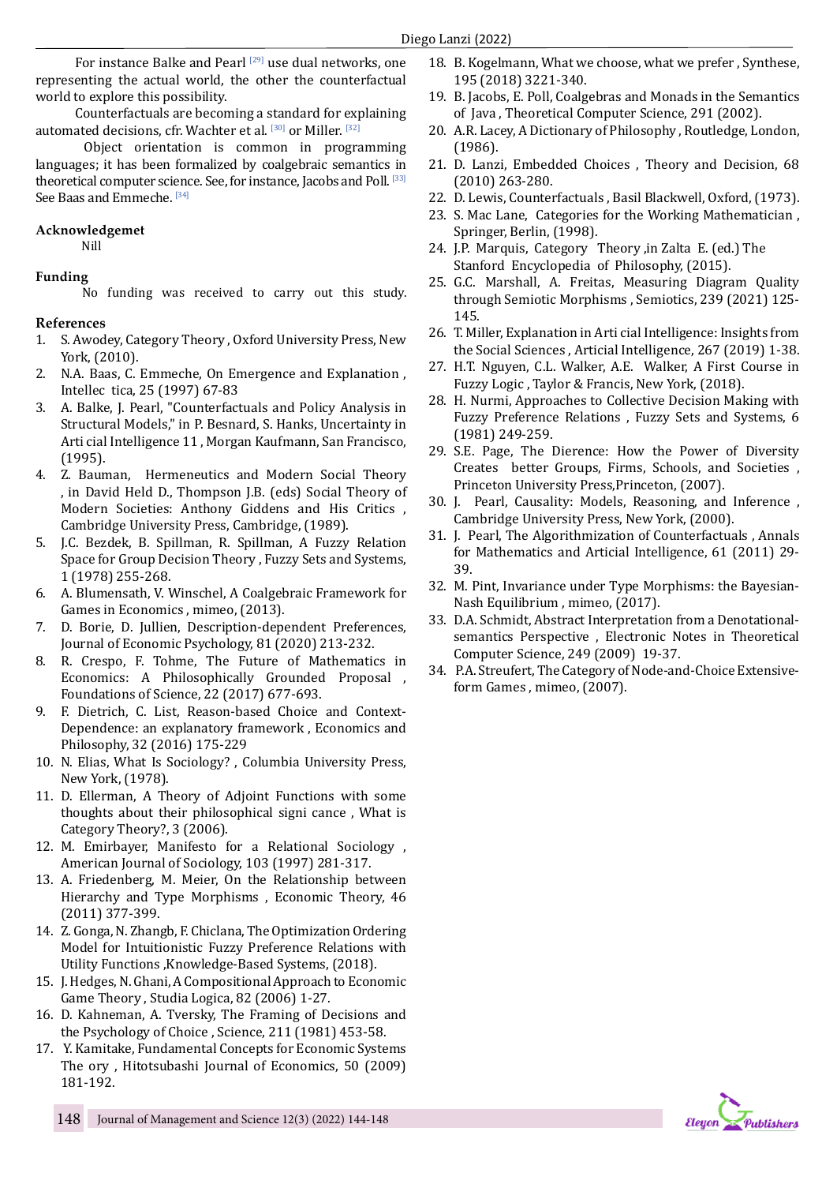For instance Balke and Pearl [29] use dual networks, one representing the actual world, the other the counterfactual world to explore this possibility.

Counterfactuals are becoming a standard for explaining automated decisions, cfr. Wachter et al. [30] or Miller. [32]

Object orientation is common in programming languages; it has been formalized by coalgebraic semantics in theoretical computer science. See, for instance, Jacobs and Poll. [33] See Baas and Emmeche. [34]

## Acknowledgemet

Nill

## Funding

No funding was received to carry out this study.

## References

1. S. Awodey, Category Theory , Oxford University Press, New York, (2010).
2. N.A. Baas, C. Emmeche, On Emergence and Explanation , Intellec tica, 25 (1997) 67-83
3. A. Balke, J. Pearl, "Counterfactuals and Policy Analysis in Structural Models," in P. Besnard, S. Hanks, Uncertainty in Arti cial Intelligence 11 , Morgan Kaufmann, San Francisco, (1995).
4. Z. Bauman, Hermeneutics and Modern Social Theory , in David Held D., Thompson J.B. (eds) Social Theory of Modern Societies: Anthony Giddens and His Critics , Cambridge University Press, Cambridge, (1989).
5. J.C. Bezdek, B. Spillman, R. Spillman, A Fuzzy Relation Space for Group Decision Theory , Fuzzy Sets and Systems, 1 (1978) 255-268.
6. A. Blumensath, V. Winschel, A Coalgebraic Framework for Games in Economics , mimeo, (2013).
7. D. Borie, D. Jullien, Description-dependent Preferences, Journal of Economic Psychology, 81 (2020) 213-232.
8. R. Crespo, F. Tohme, The Future of Mathematics in Economics: A Philosophically Grounded Proposal , Foundations of Science, 22 (2017) 677-693.
9. F. Dietrich, C. List, Reason-based Choice and Context-Dependence: an explanatory framework , Economics and Philosophy, 32 (2016) 175-229
10. N. Elias, What Is Sociology? , Columbia University Press, New York, (1978).
11. D. Ellerman, A Theory of Adjoint Functions with some thoughts about their philosophical signi cance , What is Category Theory?, 3 (2006).
12. M. Emirbayer, Manifesto for a Relational Sociology , American Journal of Sociology, 103 (1997) 281-317.
13. A. Friedenberg, M. Meier, On the Relationship between Hierarchy and Type Morphisms , Economic Theory, 46 (2011) 377-399.
14. Z. Gonga, N. Zhangb, F. Chiclana, The Optimization Ordering Model for Intuitionistic Fuzzy Preference Relations with Utility Functions ,Knowledge-Based Systems, (2018).
15. J. Hedges, N. Ghani, A Compositional Approach to Economic Game Theory , Studia Logica, 82 (2006) 1-27.
16. D. Kahneman, A. Tversky, The Framing of Decisions and the Psychology of Choice , Science, 211 (1981) 453-58.
17. Y. Kamitake, Fundamental Concepts for Economic Systems The ory , Hitotsubashi Journal of Economics, 50 (2009) 181-192.
18. B. Kogelmann, What we choose, what we prefer , Synthese, 195 (2018) 3221-340.
19. B. Jacobs, E. Poll, Coalgebras and Monads in the Semantics of Java , Theoretical Computer Science, 291 (2002).
20. A.R. Lacey, A Dictionary of Philosophy , Routledge, London, (1986).
21. D. Lanzi, Embedded Choices , Theory and Decision, 68 (2010) 263-280.
22. D. Lewis, Counterfactuals , Basil Blackwell, Oxford, (1973).
23. S. Mac Lane, Categories for the Working Mathematician , Springer, Berlin, (1998).
24. J.P. Marquis, Category Theory ,in Zalta E. (ed.) The Stanford Encyclopedia of Philosophy, (2015).
25. G.C. Marshall, A. Freitas, Measuring Diagram Quality through Semiotic Morphisms , Semiotics, 239 (2021) 125-145.
26. T. Miller, Explanation in Arti cial Intelligence: Insights from the Social Sciences , Articial Intelligence, 267 (2019) 1-38.
27. H.T. Nguyen, C.L. Walker, A.E. Walker, A First Course in Fuzzy Logic , Taylor & Francis, New York, (2018).
28. H. Nurmi, Approaches to Collective Decision Making with Fuzzy Preference Relations , Fuzzy Sets and Systems, 6 (1981) 249-259.
29. S.E. Page, The Dierence: How the Power of Diversity Creates better Groups, Firms, Schools, and Societies , Princeton University Press,Princeton, (2007).
30. J. Pearl, Causality: Models, Reasoning, and Inference , Cambridge University Press, New York, (2000).
31. J. Pearl, The Algorithmization of Counterfactuals , Annals for Mathematics and Articial Intelligence, 61 (2011) 29-39.
32. M. Pint, Invariance under Type Morphisms: the Bayesian-Nash Equilibrium , mimeo, (2017).
33. D.A. Schmidt, Abstract Interpretation from a Denotational-semantics Perspective , Electronic Notes in Theoretical Computer Science, 249 (2009) 19-37.
34. P.A. Streufert, The Category of Node-and-Choice Extensive-form Games , mimeo, (2007).